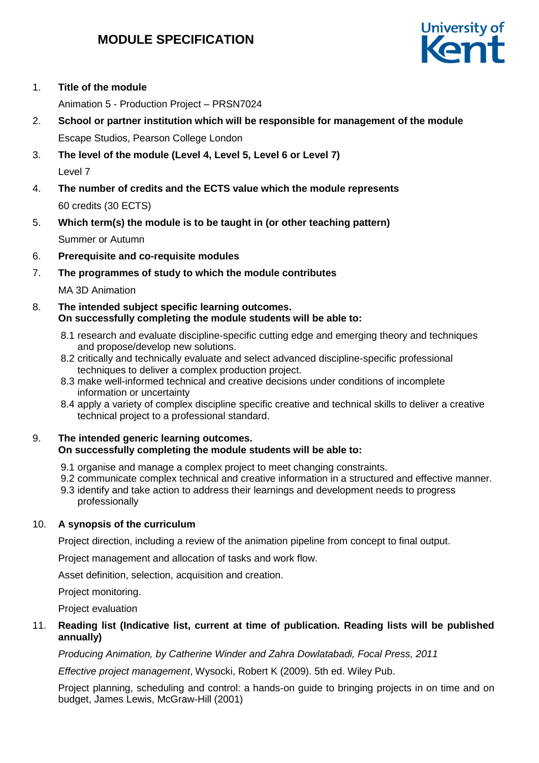# MODULE SPECIFICATION

1. **Title of the module**

   Animation 5 - Production Project – PRSN7024

2. **School or partner institution which will be responsible for management of the module**

   Escape Studios, Pearson College London

3. **The level of the module (Level 4, Level 5, Level 6 or Level 7)**

   Level 7

4. **The number of credits and the ECTS value which the module represents**

   60 credits (30 ECTS)

5. **Which term(s) the module is to be taught in (or other teaching pattern)**

   Summer or Autumn

6. **Prerequisite and co-requisite modules**

7. **The programmes of study to which the module contributes**

   MA 3D Animation

8. **The intended subject specific learning outcomes.**
   **On successfully completing the module students will be able to:**

   8.1 research and evaluate discipline-specific cutting edge and emerging theory and techniques and propose/develop new solutions.
   8.2 critically and technically evaluate and select advanced discipline-specific professional techniques to deliver a complex production project.
   8.3 make well-informed technical and creative decisions under conditions of incomplete information or uncertainty
   8.4 apply a variety of complex discipline specific creative and technical skills to deliver a creative technical project to a professional standard.

9. **The intended generic learning outcomes.**
   **On successfully completing the module students will be able to:**

   9.1 organise and manage a complex project to meet changing constraints.
   9.2 communicate complex technical and creative information in a structured and effective manner.
   9.3 identify and take action to address their learnings and development needs to progress professionally

10. **A synopsis of the curriculum**

    Project direction, including a review of the animation pipeline from concept to final output.

    Project management and allocation of tasks and work flow.

    Asset definition, selection, acquisition and creation.

    Project monitoring.

    Project evaluation

11. **Reading list (Indicative list, current at time of publication. Reading lists will be published annually)**

    *Producing Animation, by Catherine Winder and Zahra Dowlatabadi, Focal Press, 2011*

    *Effective project management*, Wysocki, Robert K (2009). 5th ed. Wiley Pub.

    Project planning, scheduling and control: a hands-on guide to bringing projects in on time and on budget, James Lewis, McGraw-Hill (2001)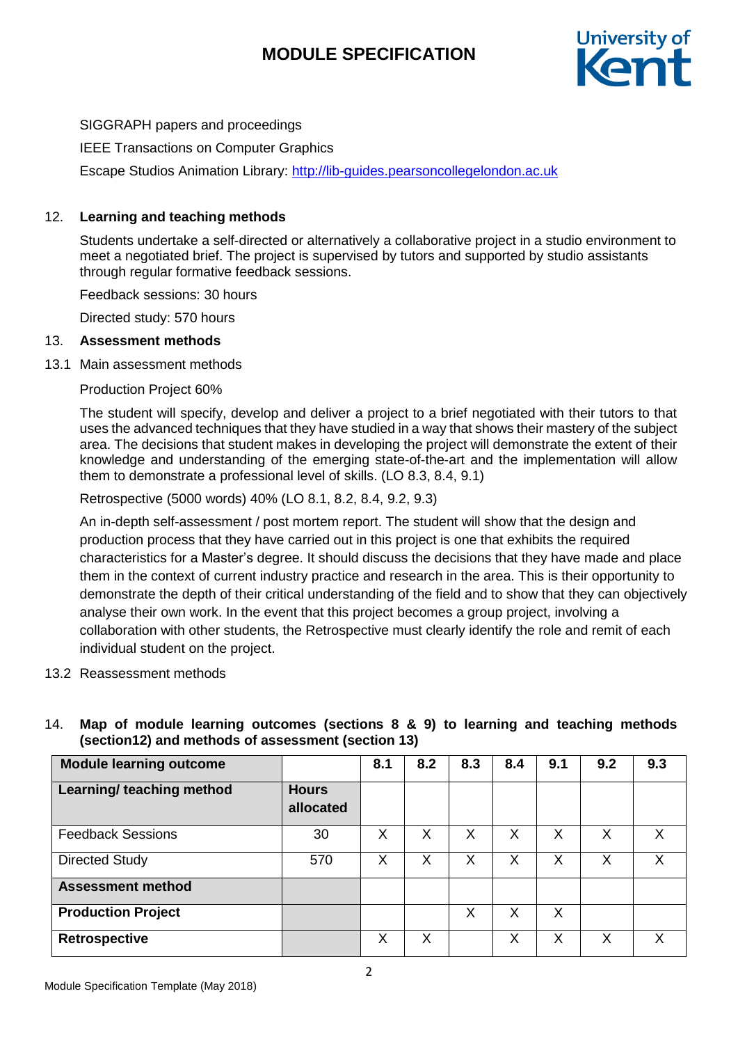SIGGRAPH papers and proceedings

IEEE Transactions on Computer Graphics

Escape Studios Animation Library: http://lib-guides.pearsoncollegelondon.ac.uk

12. **Learning and teaching methods**

Students undertake a self-directed or alternatively a collaborative project in a studio environment to meet a negotiated brief. The project is supervised by tutors and supported by studio assistants through regular formative feedback sessions.

Feedback sessions: 30 hours

Directed study: 570 hours

13. **Assessment methods**

13.1 Main assessment methods

Production Project 60%

The student will specify, develop and deliver a project to a brief negotiated with their tutors to that uses the advanced techniques that they have studied in a way that shows their mastery of the subject area. The decisions that student makes in developing the project will demonstrate the extent of their knowledge and understanding of the emerging state-of-the-art and the implementation will allow them to demonstrate a professional level of skills. (LO 8.3, 8.4, 9.1)

Retrospective (5000 words) 40% (LO 8.1, 8.2, 8.4, 9.2, 9.3)

An in-depth self-assessment / post mortem report. The student will show that the design and production process that they have carried out in this project is one that exhibits the required characteristics for a Master's degree. It should discuss the decisions that they have made and place them in the context of current industry practice and research in the area. This is their opportunity to demonstrate the depth of their critical understanding of the field and to show that they can objectively analyse their own work. In the event that this project becomes a group project, involving a collaboration with other students, the Retrospective must clearly identify the role and remit of each individual student on the project.

13.2 Reassessment methods

14. **Map of module learning outcomes (sections 8 & 9) to learning and teaching methods (section12) and methods of assessment (section 13)**

| **Module learning outcome** | | 8.1 | 8.2 | 8.3 | 8.4 | 9.1 | 9.2 | 9.3 |
|---|---|---|---|---|---|---|---|---|
| **Learning/ teaching method** | **Hours allocated** | | | | | | | |
| Feedback Sessions | 30 | X | X | X | X | X | X | X |
| Directed Study | 570 | X | X | X | X | X | X | X |
| **Assessment method** | | | | | | | | |
| **Production Project** | | | | X | X | X | | |
| **Retrospective** | | X | X | | X | X | X | X |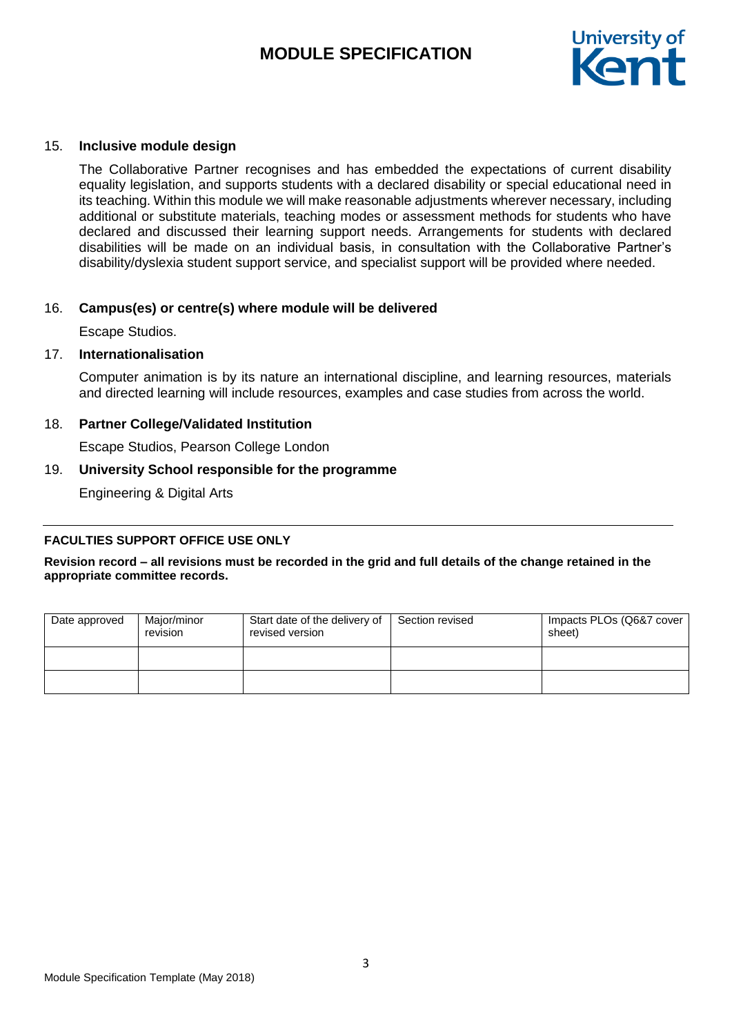15. **Inclusive module design**

    The Collaborative Partner recognises and has embedded the expectations of current disability equality legislation, and supports students with a declared disability or special educational need in its teaching. Within this module we will make reasonable adjustments wherever necessary, including additional or substitute materials, teaching modes or assessment methods for students who have declared and discussed their learning support needs. Arrangements for students with declared disabilities will be made on an individual basis, in consultation with the Collaborative Partner's disability/dyslexia student support service, and specialist support will be provided where needed.

16. **Campus(es) or centre(s) where module will be delivered**

    Escape Studios.

17. **Internationalisation**

    Computer animation is by its nature an international discipline, and learning resources, materials and directed learning will include resources, examples and case studies from across the world.

18. **Partner College/Validated Institution**

    Escape Studios, Pearson College London

19. **University School responsible for the programme**

    Engineering & Digital Arts

---

**FACULTIES SUPPORT OFFICE USE ONLY**

**Revision record – all revisions must be recorded in the grid and full details of the change retained in the appropriate committee records.**

| Date approved | Major/minor revision | Start date of the delivery of revised version | Section revised | Impacts PLOs (Q6&7 cover sheet) |
|---|---|---|---|---|
| | | | | |
| | | | | |